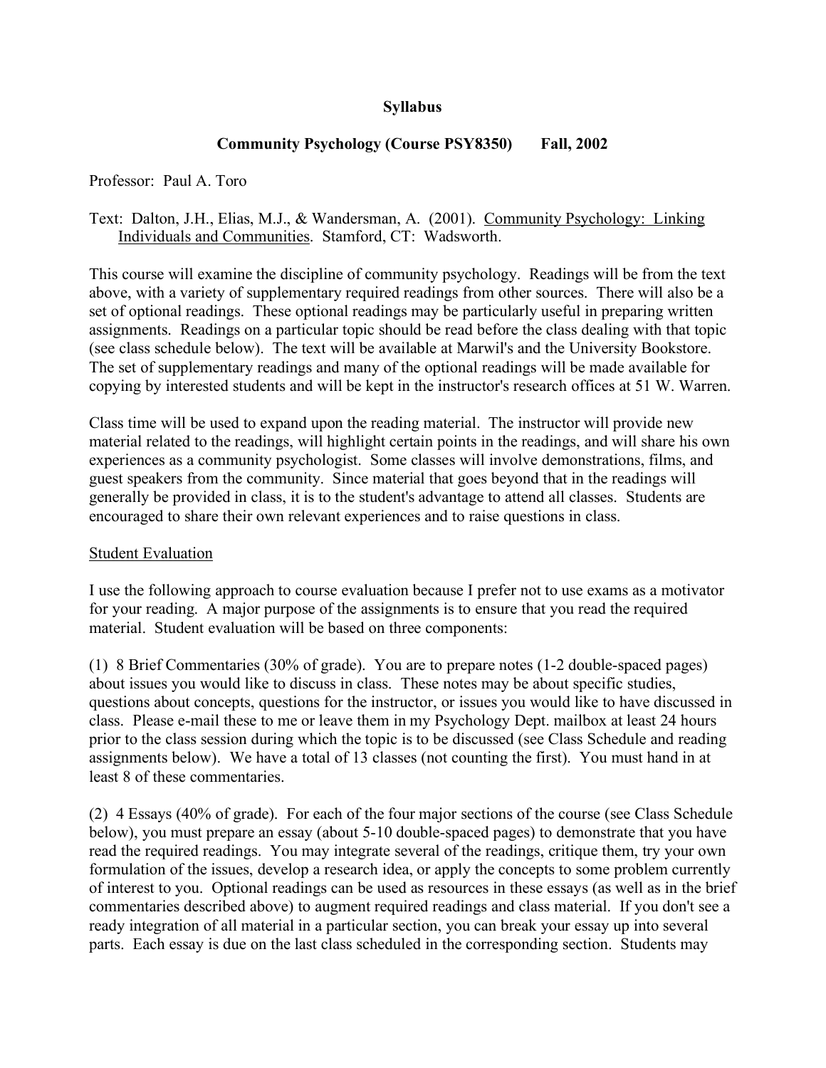**Syllabus**

**Community Psychology (Course PSY8350) Fall, 2002**

Professor: Paul A. Toro

Text: Dalton, J.H., Elias, M.J., & Wandersman, A. (2001). Community Psychology: Linking Individuals and Communities. Stamford, CT: Wadsworth.

This course will examine the discipline of community psychology. Readings will be from the text above, with a variety of supplementary required readings from other sources. There will also be a set of optional readings. These optional readings may be particularly useful in preparing written assignments. Readings on a particular topic should be read before the class dealing with that topic (see class schedule below). The text will be available at Marwil's and the University Bookstore. The set of supplementary readings and many of the optional readings will be made available for copying by interested students and will be kept in the instructor's research offices at 51 W. Warren.

Class time will be used to expand upon the reading material. The instructor will provide new material related to the readings, will highlight certain points in the readings, and will share his own experiences as a community psychologist. Some classes will involve demonstrations, films, and guest speakers from the community. Since material that goes beyond that in the readings will generally be provided in class, it is to the student's advantage to attend all classes. Students are encouraged to share their own relevant experiences and to raise questions in class.

Student Evaluation

I use the following approach to course evaluation because I prefer not to use exams as a motivator for your reading. A major purpose of the assignments is to ensure that you read the required material. Student evaluation will be based on three components:

(1) 8 Brief Commentaries (30% of grade). You are to prepare notes (1-2 double-spaced pages) about issues you would like to discuss in class. These notes may be about specific studies, questions about concepts, questions for the instructor, or issues you would like to have discussed in class. Please e-mail these to me or leave them in my Psychology Dept. mailbox at least 24 hours prior to the class session during which the topic is to be discussed (see Class Schedule and reading assignments below). We have a total of 13 classes (not counting the first). You must hand in at least 8 of these commentaries.

(2) 4 Essays (40% of grade). For each of the four major sections of the course (see Class Schedule below), you must prepare an essay (about 5-10 double-spaced pages) to demonstrate that you have read the required readings. You may integrate several of the readings, critique them, try your own formulation of the issues, develop a research idea, or apply the concepts to some problem currently of interest to you. Optional readings can be used as resources in these essays (as well as in the brief commentaries described above) to augment required readings and class material. If you don't see a ready integration of all material in a particular section, you can break your essay up into several parts. Each essay is due on the last class scheduled in the corresponding section. Students may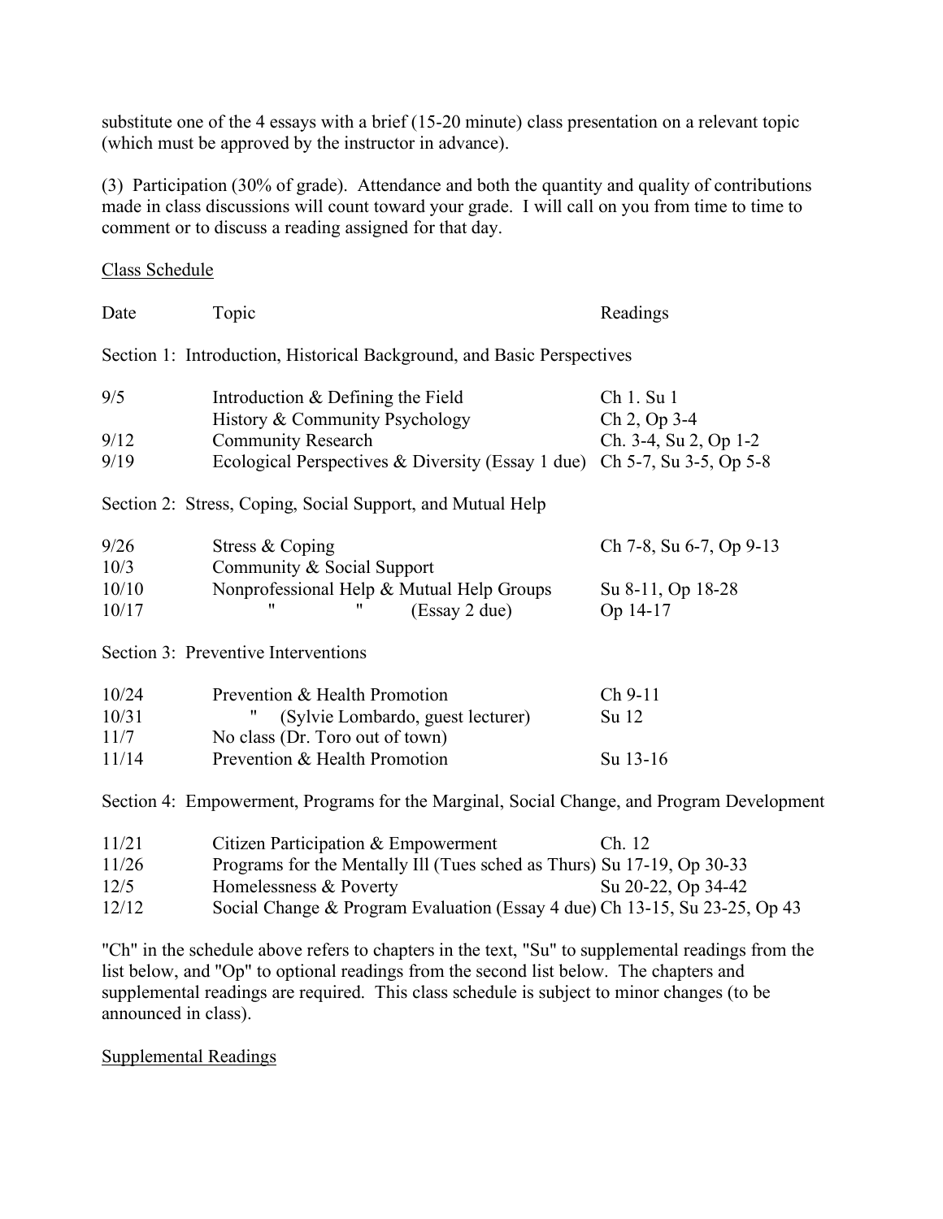substitute one of the 4 essays with a brief (15-20 minute) class presentation on a relevant topic (which must be approved by the instructor in advance).

(3) Participation (30% of grade). Attendance and both the quantity and quality of contributions made in class discussions will count toward your grade. I will call on you from time to time to comment or to discuss a reading assigned for that day.

Class Schedule

| Date | Topic | Readings |
|---|---|---|
| Section 1: Introduction, Historical Background, and Basic Perspectives | | |
| 9/5 | Introduction & Defining the Field | Ch 1. Su 1 |
| | History & Community Psychology | Ch 2, Op 3-4 |
| 9/12 | Community Research | Ch. 3-4, Su 2, Op 1-2 |
| 9/19 | Ecological Perspectives & Diversity (Essay 1 due) | Ch 5-7, Su 3-5, Op 5-8 |
| Section 2: Stress, Coping, Social Support, and Mutual Help | | |
| 9/26 | Stress & Coping | Ch 7-8, Su 6-7, Op 9-13 |
| 10/3 | Community & Social Support | |
| 10/10 | Nonprofessional Help & Mutual Help Groups | Su 8-11, Op 18-28 |
| 10/17 | " " (Essay 2 due) | Op 14-17 |
| Section 3: Preventive Interventions | | |
| 10/24 | Prevention & Health Promotion | Ch 9-11 |
| 10/31 | " (Sylvie Lombardo, guest lecturer) | Su 12 |
| 11/7 | No class (Dr. Toro out of town) | |
| 11/14 | Prevention & Health Promotion | Su 13-16 |
| Section 4: Empowerment, Programs for the Marginal, Social Change, and Program Development | | |
| 11/21 | Citizen Participation & Empowerment | Ch. 12 |
| 11/26 | Programs for the Mentally Ill (Tues sched as Thurs) | Su 17-19, Op 30-33 |
| 12/5 | Homelessness & Poverty | Su 20-22, Op 34-42 |
| 12/12 | Social Change & Program Evaluation (Essay 4 due) | Ch 13-15, Su 23-25, Op 43 |

"Ch" in the schedule above refers to chapters in the text, "Su" to supplemental readings from the list below, and "Op" to optional readings from the second list below. The chapters and supplemental readings are required. This class schedule is subject to minor changes (to be announced in class).

Supplemental Readings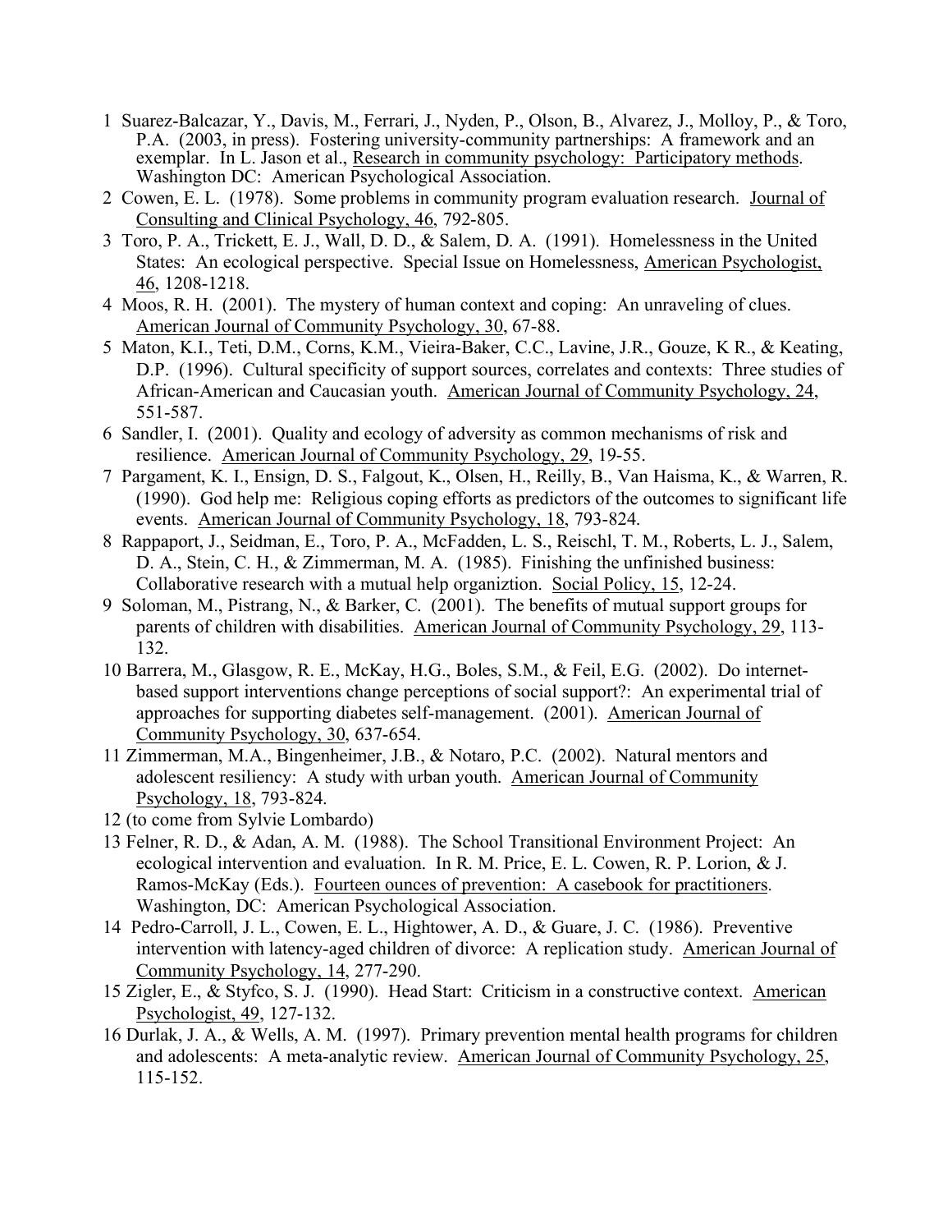1 Suarez-Balcazar, Y., Davis, M., Ferrari, J., Nyden, P., Olson, B., Alvarez, J., Molloy, P., & Toro, P.A. (2003, in press). Fostering university-community partnerships: A framework and an exemplar. In L. Jason et al., <u>Research in community psychology: Participatory methods</u>. Washington DC: American Psychological Association.

2 Cowen, E. L. (1978). Some problems in community program evaluation research. <u>Journal of Consulting and Clinical Psychology, 46</u>, 792-805.

3 Toro, P. A., Trickett, E. J., Wall, D. D., & Salem, D. A. (1991). Homelessness in the United States: An ecological perspective. Special Issue on Homelessness, <u>American Psychologist, 46</u>, 1208-1218.

4 Moos, R. H. (2001). The mystery of human context and coping: An unraveling of clues. <u>American Journal of Community Psychology, 30</u>, 67-88.

5 Maton, K.I., Teti, D.M., Corns, K.M., Vieira-Baker, C.C., Lavine, J.R., Gouze, K R., & Keating, D.P. (1996). Cultural specificity of support sources, correlates and contexts: Three studies of African-American and Caucasian youth. <u>American Journal of Community Psychology, 24</u>, 551-587.

6 Sandler, I. (2001). Quality and ecology of adversity as common mechanisms of risk and resilience. <u>American Journal of Community Psychology, 29</u>, 19-55.

7 Pargament, K. I., Ensign, D. S., Falgout, K., Olsen, H., Reilly, B., Van Haisma, K., & Warren, R. (1990). God help me: Religious coping efforts as predictors of the outcomes to significant life events. <u>American Journal of Community Psychology, 18</u>, 793-824.

8 Rappaport, J., Seidman, E., Toro, P. A., McFadden, L. S., Reischl, T. M., Roberts, L. J., Salem, D. A., Stein, C. H., & Zimmerman, M. A. (1985). Finishing the unfinished business: Collaborative research with a mutual help organiztion. <u>Social Policy, 15</u>, 12-24.

9 Soloman, M., Pistrang, N., & Barker, C. (2001). The benefits of mutual support groups for parents of children with disabilities. <u>American Journal of Community Psychology, 29</u>, 113-132.

10 Barrera, M., Glasgow, R. E., McKay, H.G., Boles, S.M., & Feil, E.G. (2002). Do internet-based support interventions change perceptions of social support?: An experimental trial of approaches for supporting diabetes self-management. (2001). <u>American Journal of Community Psychology, 30</u>, 637-654.

11 Zimmerman, M.A., Bingenheimer, J.B., & Notaro, P.C. (2002). Natural mentors and adolescent resiliency: A study with urban youth. <u>American Journal of Community Psychology, 18</u>, 793-824.

12 (to come from Sylvie Lombardo)

13 Felner, R. D., & Adan, A. M. (1988). The School Transitional Environment Project: An ecological intervention and evaluation. In R. M. Price, E. L. Cowen, R. P. Lorion, & J. Ramos-McKay (Eds.). <u>Fourteen ounces of prevention: A casebook for practitioners</u>. Washington, DC: American Psychological Association.

14 Pedro-Carroll, J. L., Cowen, E. L., Hightower, A. D., & Guare, J. C. (1986). Preventive intervention with latency-aged children of divorce: A replication study. <u>American Journal of Community Psychology, 14</u>, 277-290.

15 Zigler, E., & Styfco, S. J. (1990). Head Start: Criticism in a constructive context. <u>American Psychologist, 49</u>, 127-132.

16 Durlak, J. A., & Wells, A. M. (1997). Primary prevention mental health programs for children and adolescents: A meta-analytic review. <u>American Journal of Community Psychology, 25</u>, 115-152.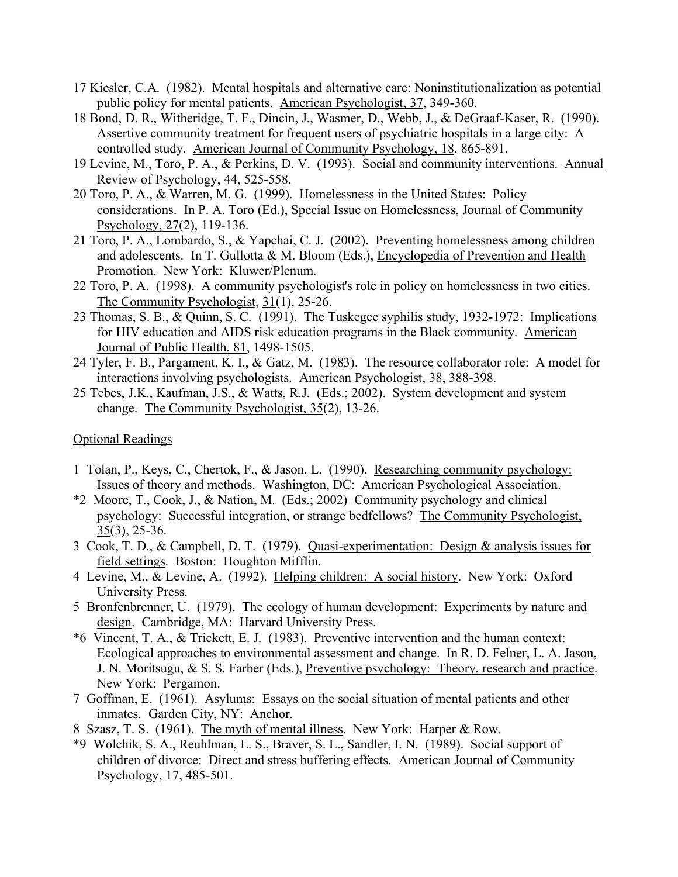17 Kiesler, C.A. (1982). Mental hospitals and alternative care: Noninstitutionalization as potential public policy for mental patients. American Psychologist, 37, 349-360.

18 Bond, D. R., Witheridge, T. F., Dincin, J., Wasmer, D., Webb, J., & DeGraaf-Kaser, R. (1990). Assertive community treatment for frequent users of psychiatric hospitals in a large city: A controlled study. American Journal of Community Psychology, 18, 865-891.

19 Levine, M., Toro, P. A., & Perkins, D. V. (1993). Social and community interventions. Annual Review of Psychology, 44, 525-558.

20 Toro, P. A., & Warren, M. G. (1999). Homelessness in the United States: Policy considerations. In P. A. Toro (Ed.), Special Issue on Homelessness, Journal of Community Psychology, 27(2), 119-136.

21 Toro, P. A., Lombardo, S., & Yapchai, C. J. (2002). Preventing homelessness among children and adolescents. In T. Gullotta & M. Bloom (Eds.), Encyclopedia of Prevention and Health Promotion. New York: Kluwer/Plenum.

22 Toro, P. A. (1998). A community psychologist's role in policy on homelessness in two cities. The Community Psychologist, 31(1), 25-26.

23 Thomas, S. B., & Quinn, S. C. (1991). The Tuskegee syphilis study, 1932-1972: Implications for HIV education and AIDS risk education programs in the Black community. American Journal of Public Health, 81, 1498-1505.

24 Tyler, F. B., Pargament, K. I., & Gatz, M. (1983). The resource collaborator role: A model for interactions involving psychologists. American Psychologist, 38, 388-398.

25 Tebes, J.K., Kaufman, J.S., & Watts, R.J. (Eds.; 2002). System development and system change. The Community Psychologist, 35(2), 13-26.

Optional Readings

1 Tolan, P., Keys, C., Chertok, F., & Jason, L. (1990). Researching community psychology: Issues of theory and methods. Washington, DC: American Psychological Association.

*2 Moore, T., Cook, J., & Nation, M. (Eds.; 2002) Community psychology and clinical psychology: Successful integration, or strange bedfellows? The Community Psychologist, 35(3), 25-36.

3 Cook, T. D., & Campbell, D. T. (1979). Quasi-experimentation: Design & analysis issues for field settings. Boston: Houghton Mifflin.

4 Levine, M., & Levine, A. (1992). Helping children: A social history. New York: Oxford University Press.

5 Bronfenbrenner, U. (1979). The ecology of human development: Experiments by nature and design. Cambridge, MA: Harvard University Press.

*6 Vincent, T. A., & Trickett, E. J. (1983). Preventive intervention and the human context: Ecological approaches to environmental assessment and change. In R. D. Felner, L. A. Jason, J. N. Moritsugu, & S. S. Farber (Eds.), Preventive psychology: Theory, research and practice. New York: Pergamon.

7 Goffman, E. (1961). Asylums: Essays on the social situation of mental patients and other inmates. Garden City, NY: Anchor.

8 Szasz, T. S. (1961). The myth of mental illness. New York: Harper & Row.

*9 Wolchik, S. A., Reuhlman, L. S., Braver, S. L., Sandler, I. N. (1989). Social support of children of divorce: Direct and stress buffering effects. American Journal of Community Psychology, 17, 485-501.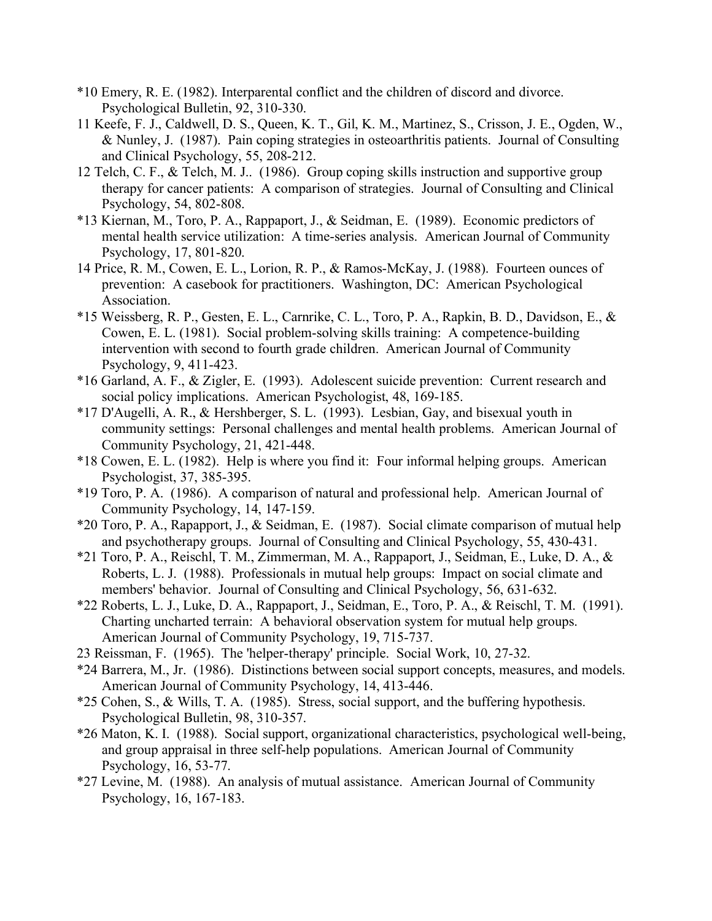*10 Emery, R. E. (1982). Interparental conflict and the children of discord and divorce. Psychological Bulletin, 92, 310-330.

11 Keefe, F. J., Caldwell, D. S., Queen, K. T., Gil, K. M., Martinez, S., Crisson, J. E., Ogden, W., & Nunley, J. (1987). Pain coping strategies in osteoarthritis patients. Journal of Consulting and Clinical Psychology, 55, 208-212.

12 Telch, C. F., & Telch, M. J.. (1986). Group coping skills instruction and supportive group therapy for cancer patients: A comparison of strategies. Journal of Consulting and Clinical Psychology, 54, 802-808.

*13 Kiernan, M., Toro, P. A., Rappaport, J., & Seidman, E. (1989). Economic predictors of mental health service utilization: A time-series analysis. American Journal of Community Psychology, 17, 801-820.

14 Price, R. M., Cowen, E. L., Lorion, R. P., & Ramos-McKay, J. (1988). Fourteen ounces of prevention: A casebook for practitioners. Washington, DC: American Psychological Association.

*15 Weissberg, R. P., Gesten, E. L., Carnrike, C. L., Toro, P. A., Rapkin, B. D., Davidson, E., & Cowen, E. L. (1981). Social problem-solving skills training: A competence-building intervention with second to fourth grade children. American Journal of Community Psychology, 9, 411-423.

*16 Garland, A. F., & Zigler, E. (1993). Adolescent suicide prevention: Current research and social policy implications. American Psychologist, 48, 169-185.

*17 D'Augelli, A. R., & Hershberger, S. L. (1993). Lesbian, Gay, and bisexual youth in community settings: Personal challenges and mental health problems. American Journal of Community Psychology, 21, 421-448.

*18 Cowen, E. L. (1982). Help is where you find it: Four informal helping groups. American Psychologist, 37, 385-395.

*19 Toro, P. A. (1986). A comparison of natural and professional help. American Journal of Community Psychology, 14, 147-159.

*20 Toro, P. A., Rapapport, J., & Seidman, E. (1987). Social climate comparison of mutual help and psychotherapy groups. Journal of Consulting and Clinical Psychology, 55, 430-431.

*21 Toro, P. A., Reischl, T. M., Zimmerman, M. A., Rappaport, J., Seidman, E., Luke, D. A., & Roberts, L. J. (1988). Professionals in mutual help groups: Impact on social climate and members' behavior. Journal of Consulting and Clinical Psychology, 56, 631-632.

*22 Roberts, L. J., Luke, D. A., Rappaport, J., Seidman, E., Toro, P. A., & Reischl, T. M. (1991). Charting uncharted terrain: A behavioral observation system for mutual help groups. American Journal of Community Psychology, 19, 715-737.

23 Reissman, F. (1965). The 'helper-therapy' principle. Social Work, 10, 27-32.

*24 Barrera, M., Jr. (1986). Distinctions between social support concepts, measures, and models. American Journal of Community Psychology, 14, 413-446.

*25 Cohen, S., & Wills, T. A. (1985). Stress, social support, and the buffering hypothesis. Psychological Bulletin, 98, 310-357.

*26 Maton, K. I. (1988). Social support, organizational characteristics, psychological well-being, and group appraisal in three self-help populations. American Journal of Community Psychology, 16, 53-77.

*27 Levine, M. (1988). An analysis of mutual assistance. American Journal of Community Psychology, 16, 167-183.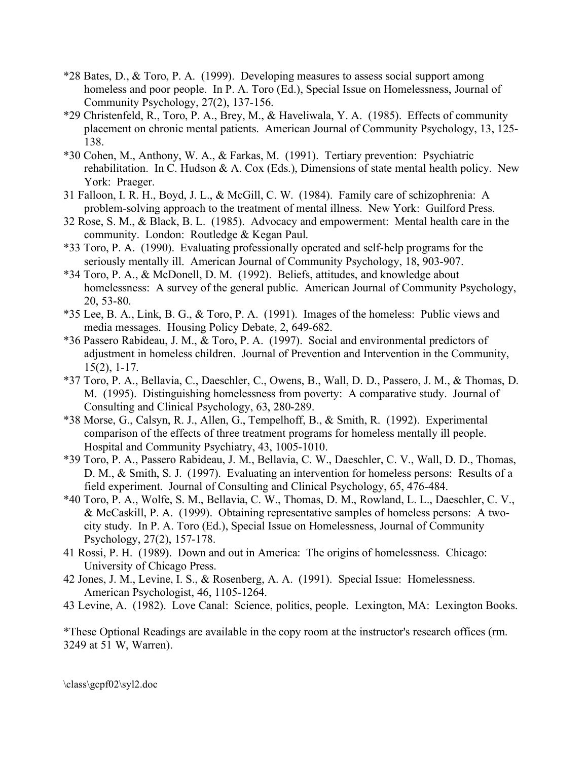*28 Bates, D., & Toro, P. A. (1999). Developing measures to assess social support among homeless and poor people. In P. A. Toro (Ed.), Special Issue on Homelessness, Journal of Community Psychology, 27(2), 137-156.

*29 Christenfeld, R., Toro, P. A., Brey, M., & Haveliwala, Y. A. (1985). Effects of community placement on chronic mental patients. American Journal of Community Psychology, 13, 125-138.

*30 Cohen, M., Anthony, W. A., & Farkas, M. (1991). Tertiary prevention: Psychiatric rehabilitation. In C. Hudson & A. Cox (Eds.), Dimensions of state mental health policy. New York: Praeger.

31 Falloon, I. R. H., Boyd, J. L., & McGill, C. W. (1984). Family care of schizophrenia: A problem-solving approach to the treatment of mental illness. New York: Guilford Press.

32 Rose, S. M., & Black, B. L. (1985). Advocacy and empowerment: Mental health care in the community. London: Routledge & Kegan Paul.

*33 Toro, P. A. (1990). Evaluating professionally operated and self-help programs for the seriously mentally ill. American Journal of Community Psychology, 18, 903-907.

*34 Toro, P. A., & McDonell, D. M. (1992). Beliefs, attitudes, and knowledge about homelessness: A survey of the general public. American Journal of Community Psychology, 20, 53-80.

*35 Lee, B. A., Link, B. G., & Toro, P. A. (1991). Images of the homeless: Public views and media messages. Housing Policy Debate, 2, 649-682.

*36 Passero Rabideau, J. M., & Toro, P. A. (1997). Social and environmental predictors of adjustment in homeless children. Journal of Prevention and Intervention in the Community, 15(2), 1-17.

*37 Toro, P. A., Bellavia, C., Daeschler, C., Owens, B., Wall, D. D., Passero, J. M., & Thomas, D. M. (1995). Distinguishing homelessness from poverty: A comparative study. Journal of Consulting and Clinical Psychology, 63, 280-289.

*38 Morse, G., Calsyn, R. J., Allen, G., Tempelhoff, B., & Smith, R. (1992). Experimental comparison of the effects of three treatment programs for homeless mentally ill people. Hospital and Community Psychiatry, 43, 1005-1010.

*39 Toro, P. A., Passero Rabideau, J. M., Bellavia, C. W., Daeschler, C. V., Wall, D. D., Thomas, D. M., & Smith, S. J. (1997). Evaluating an intervention for homeless persons: Results of a field experiment. Journal of Consulting and Clinical Psychology, 65, 476-484.

*40 Toro, P. A., Wolfe, S. M., Bellavia, C. W., Thomas, D. M., Rowland, L. L., Daeschler, C. V., & McCaskill, P. A. (1999). Obtaining representative samples of homeless persons: A two-city study. In P. A. Toro (Ed.), Special Issue on Homelessness, Journal of Community Psychology, 27(2), 157-178.

41 Rossi, P. H. (1989). Down and out in America: The origins of homelessness. Chicago: University of Chicago Press.

42 Jones, J. M., Levine, I. S., & Rosenberg, A. A. (1991). Special Issue: Homelessness. American Psychologist, 46, 1105-1264.

43 Levine, A. (1982). Love Canal: Science, politics, people. Lexington, MA: Lexington Books.

*These Optional Readings are available in the copy room at the instructor's research offices (rm. 3249 at 51 W, Warren).

\class\gcpf02\syl2.doc